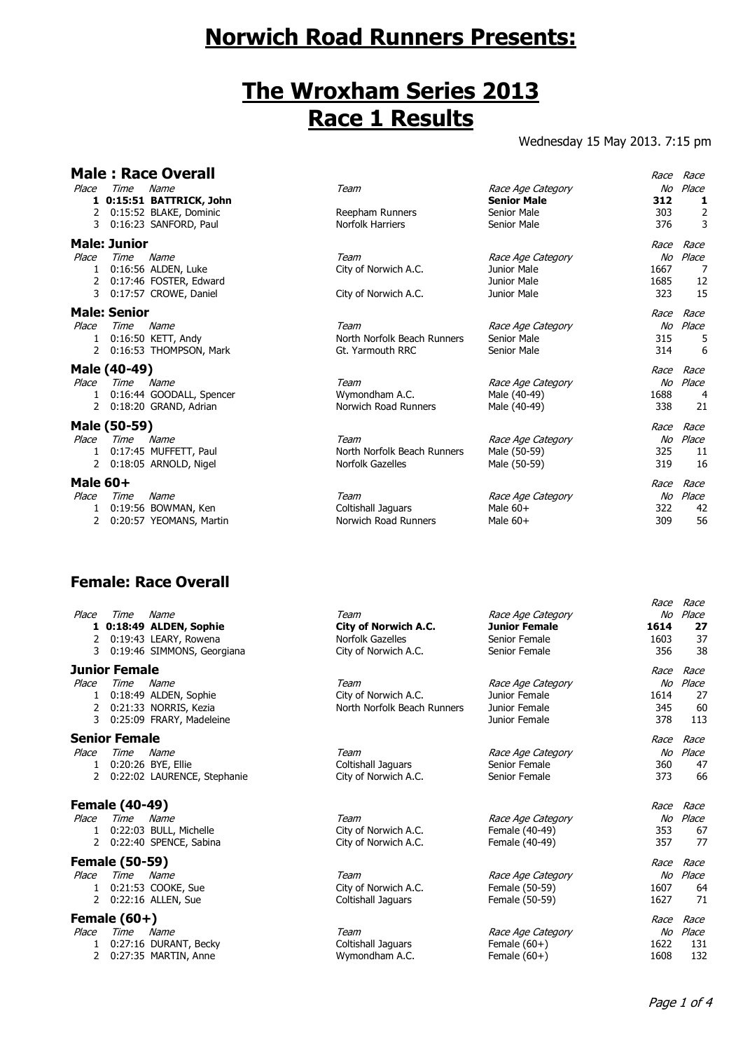# Norwich Road Runners Presents:

# The Wroxham Series 2013
# Race 1 Results

Wednesday 15 May 2013. 7:15 pm

## Male : Race Overall

| Place | Time | Name | Team | Race Age Category | Race No | Race Place |
|---|---|---|---|---|---|---|
| **1** | **0:15:51** | **BATTRICK, John** | | **Senior Male** | **312** | **1** |
| 2 | 0:15:52 | BLAKE, Dominic | Reepham Runners | Senior Male | 303 | 2 |
| 3 | 0:16:23 | SANFORD, Paul | Norfolk Harriers | Senior Male | 376 | 3 |

## Male: Junior

| Place | Time | Name | Team | Race Age Category | Race No | Race Place |
|---|---|---|---|---|---|---|
| 1 | 0:16:56 | ALDEN, Luke | City of Norwich A.C. | Junior Male | 1667 | 7 |
| 2 | 0:17:46 | FOSTER, Edward | | Junior Male | 1685 | 12 |
| 3 | 0:17:57 | CROWE, Daniel | City of Norwich A.C. | Junior Male | 323 | 15 |

## Male: Senior

| Place | Time | Name | Team | Race Age Category | Race No | Race Place |
|---|---|---|---|---|---|---|
| 1 | 0:16:50 | KETT, Andy | North Norfolk Beach Runners | Senior Male | 315 | 5 |
| 2 | 0:16:53 | THOMPSON, Mark | Gt. Yarmouth RRC | Senior Male | 314 | 6 |

## Male (40-49)

| Place | Time | Name | Team | Race Age Category | Race No | Race Place |
|---|---|---|---|---|---|---|
| 1 | 0:16:44 | GOODALL, Spencer | Wymondham A.C. | Male (40-49) | 1688 | 4 |
| 2 | 0:18:20 | GRAND, Adrian | Norwich Road Runners | Male (40-49) | 338 | 21 |

## Male (50-59)

| Place | Time | Name | Team | Race Age Category | Race No | Race Place |
|---|---|---|---|---|---|---|
| 1 | 0:17:45 | MUFFETT, Paul | North Norfolk Beach Runners | Male (50-59) | 325 | 11 |
| 2 | 0:18:05 | ARNOLD, Nigel | Norfolk Gazelles | Male (50-59) | 319 | 16 |

## Male 60+

| Place | Time | Name | Team | Race Age Category | Race No | Race Place |
|---|---|---|---|---|---|---|
| 1 | 0:19:56 | BOWMAN, Ken | Coltishall Jaguars | Male 60+ | 322 | 42 |
| 2 | 0:20:57 | YEOMANS, Martin | Norwich Road Runners | Male 60+ | 309 | 56 |

## Female: Race Overall

| Place | Time | Name | Team | Race Age Category | Race No | Race Place |
|---|---|---|---|---|---|---|
| **1** | **0:18:49** | **ALDEN, Sophie** | **City of Norwich A.C.** | **Junior Female** | **1614** | **27** |
| 2 | 0:19:43 | LEARY, Rowena | Norfolk Gazelles | Senior Female | 1603 | 37 |
| 3 | 0:19:46 | SIMMONS, Georgiana | City of Norwich A.C. | Senior Female | 356 | 38 |

## Junior Female

| Place | Time | Name | Team | Race Age Category | Race No | Race Place |
|---|---|---|---|---|---|---|
| 1 | 0:18:49 | ALDEN, Sophie | City of Norwich A.C. | Junior Female | 1614 | 27 |
| 2 | 0:21:33 | NORRIS, Kezia | North Norfolk Beach Runners | Junior Female | 345 | 60 |
| 3 | 0:25:09 | FRARY, Madeleine | | Junior Female | 378 | 113 |

## Senior Female

| Place | Time | Name | Team | Race Age Category | Race No | Race Place |
|---|---|---|---|---|---|---|
| 1 | 0:20:26 | BYE, Ellie | Coltishall Jaguars | Senior Female | 360 | 47 |
| 2 | 0:22:02 | LAURENCE, Stephanie | City of Norwich A.C. | Senior Female | 373 | 66 |

## Female (40-49)

| Place | Time | Name | Team | Race Age Category | Race No | Race Place |
|---|---|---|---|---|---|---|
| 1 | 0:22:03 | BULL, Michelle | City of Norwich A.C. | Female (40-49) | 353 | 67 |
| 2 | 0:22:40 | SPENCE, Sabina | City of Norwich A.C. | Female (40-49) | 357 | 77 |

## Female (50-59)

| Place | Time | Name | Team | Race Age Category | Race No | Race Place |
|---|---|---|---|---|---|---|
| 1 | 0:21:53 | COOKE, Sue | City of Norwich A.C. | Female (50-59) | 1607 | 64 |
| 2 | 0:22:16 | ALLEN, Sue | Coltishall Jaguars | Female (50-59) | 1627 | 71 |

## Female (60+)

| Place | Time | Name | Team | Race Age Category | Race No | Race Place |
|---|---|---|---|---|---|---|
| 1 | 0:27:16 | DURANT, Becky | Coltishall Jaguars | Female (60+) | 1622 | 131 |
| 2 | 0:27:35 | MARTIN, Anne | Wymondham A.C. | Female (60+) | 1608 | 132 |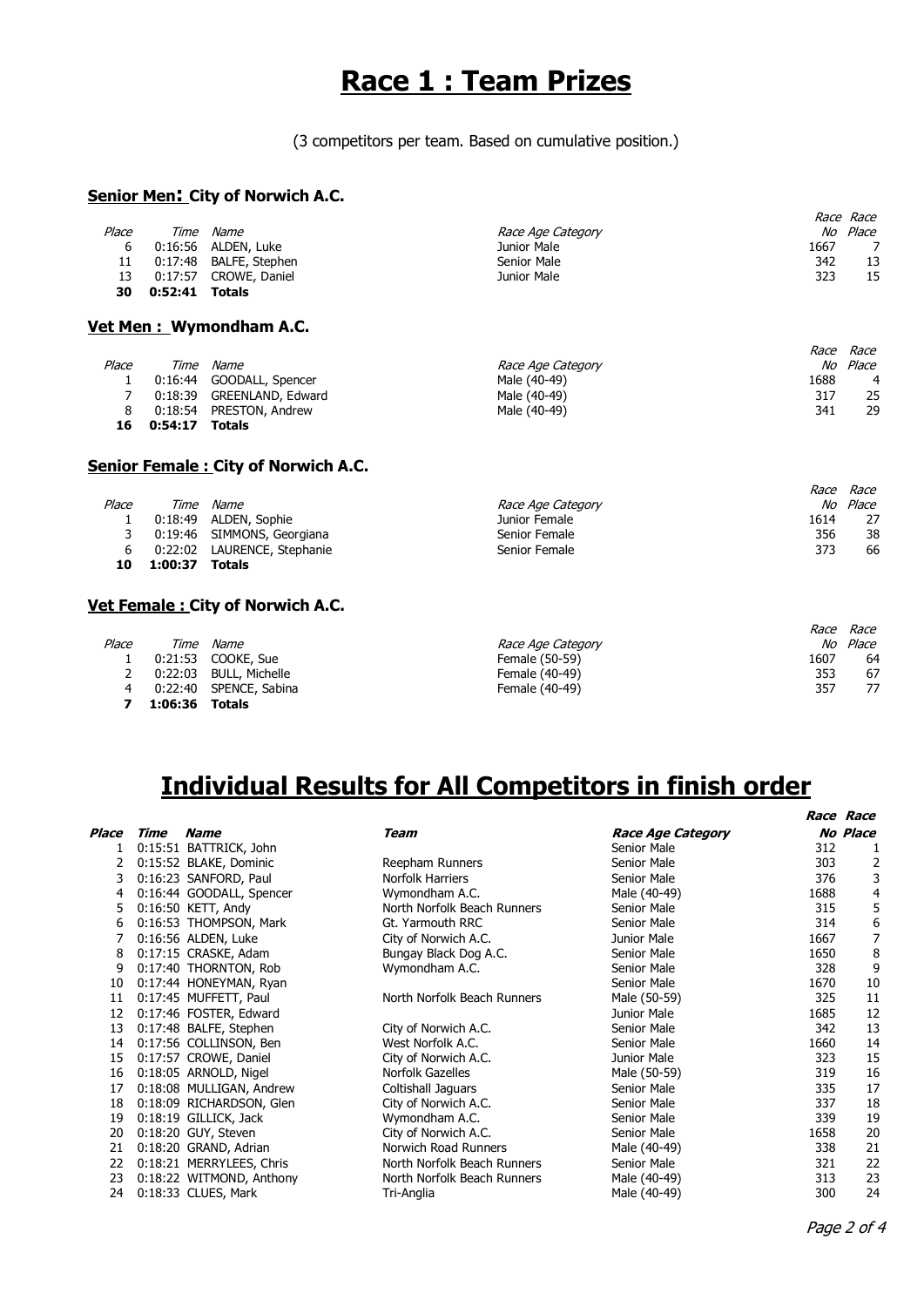# Race 1 : Team Prizes

(3 competitors per team. Based on cumulative position.)

### Senior Men: City of Norwich A.C.

| Place | Time | Name | Race Age Category | Race No | Race Place |
|---|---|---|---|---|---|
| 6 | 0:16:56 | ALDEN, Luke | Junior Male | 1667 | 7 |
| 11 | 0:17:48 | BALFE, Stephen | Senior Male | 342 | 13 |
| 13 | 0:17:57 | CROWE, Daniel | Junior Male | 323 | 15 |
| **30** | **0:52:41** | **Totals** | | | |

### Vet Men : Wymondham A.C.

| Place | Time | Name | Race Age Category | Race No | Race Place |
|---|---|---|---|---|---|
| 1 | 0:16:44 | GOODALL, Spencer | Male (40-49) | 1688 | 4 |
| 7 | 0:18:39 | GREENLAND, Edward | Male (40-49) | 317 | 25 |
| 8 | 0:18:54 | PRESTON, Andrew | Male (40-49) | 341 | 29 |
| **16** | **0:54:17** | **Totals** | | | |

### Senior Female : City of Norwich A.C.

| Place | Time | Name | Race Age Category | Race No | Race Place |
|---|---|---|---|---|---|
| 1 | 0:18:49 | ALDEN, Sophie | Junior Female | 1614 | 27 |
| 3 | 0:19:46 | SIMMONS, Georgiana | Senior Female | 356 | 38 |
| 6 | 0:22:02 | LAURENCE, Stephanie | Senior Female | 373 | 66 |
| **10** | **1:00:37** | **Totals** | | | |

### Vet Female : City of Norwich A.C.

| Place | Time | Name | Race Age Category | Race No | Race Place |
|---|---|---|---|---|---|
| 1 | 0:21:53 | COOKE, Sue | Female (50-59) | 1607 | 64 |
| 2 | 0:22:03 | BULL, Michelle | Female (40-49) | 353 | 67 |
| 4 | 0:22:40 | SPENCE, Sabina | Female (40-49) | 357 | 77 |
| **7** | **1:06:36** | **Totals** | | | |

# Individual Results for All Competitors in finish order

| Place | Time | Name | Team | Race Age Category | Race No | Race Place |
|---|---|---|---|---|---|---|
| 1 | 0:15:51 | BATTRICK, John | | Senior Male | 312 | 1 |
| 2 | 0:15:52 | BLAKE, Dominic | Reepham Runners | Senior Male | 303 | 2 |
| 3 | 0:16:23 | SANFORD, Paul | Norfolk Harriers | Senior Male | 376 | 3 |
| 4 | 0:16:44 | GOODALL, Spencer | Wymondham A.C. | Male (40-49) | 1688 | 4 |
| 5 | 0:16:50 | KETT, Andy | North Norfolk Beach Runners | Senior Male | 315 | 5 |
| 6 | 0:16:53 | THOMPSON, Mark | Gt. Yarmouth RRC | Senior Male | 314 | 6 |
| 7 | 0:16:56 | ALDEN, Luke | City of Norwich A.C. | Junior Male | 1667 | 7 |
| 8 | 0:17:15 | CRASKE, Adam | Bungay Black Dog A.C. | Senior Male | 1650 | 8 |
| 9 | 0:17:40 | THORNTON, Rob | Wymondham A.C. | Senior Male | 328 | 9 |
| 10 | 0:17:44 | HONEYMAN, Ryan | | Senior Male | 1670 | 10 |
| 11 | 0:17:45 | MUFFETT, Paul | North Norfolk Beach Runners | Male (50-59) | 325 | 11 |
| 12 | 0:17:46 | FOSTER, Edward | | Junior Male | 1685 | 12 |
| 13 | 0:17:48 | BALFE, Stephen | City of Norwich A.C. | Senior Male | 342 | 13 |
| 14 | 0:17:56 | COLLINSON, Ben | West Norfolk A.C. | Senior Male | 1660 | 14 |
| 15 | 0:17:57 | CROWE, Daniel | City of Norwich A.C. | Junior Male | 323 | 15 |
| 16 | 0:18:05 | ARNOLD, Nigel | Norfolk Gazelles | Male (50-59) | 319 | 16 |
| 17 | 0:18:08 | MULLIGAN, Andrew | Coltishall Jaguars | Senior Male | 335 | 17 |
| 18 | 0:18:09 | RICHARDSON, Glen | City of Norwich A.C. | Senior Male | 337 | 18 |
| 19 | 0:18:19 | GILLICK, Jack | Wymondham A.C. | Senior Male | 339 | 19 |
| 20 | 0:18:20 | GUY, Steven | City of Norwich A.C. | Senior Male | 1658 | 20 |
| 21 | 0:18:20 | GRAND, Adrian | Norwich Road Runners | Male (40-49) | 338 | 21 |
| 22 | 0:18:21 | MERRYLEES, Chris | North Norfolk Beach Runners | Senior Male | 321 | 22 |
| 23 | 0:18:22 | WITMOND, Anthony | North Norfolk Beach Runners | Male (40-49) | 313 | 23 |
| 24 | 0:18:33 | CLUES, Mark | Tri-Anglia | Male (40-49) | 300 | 24 |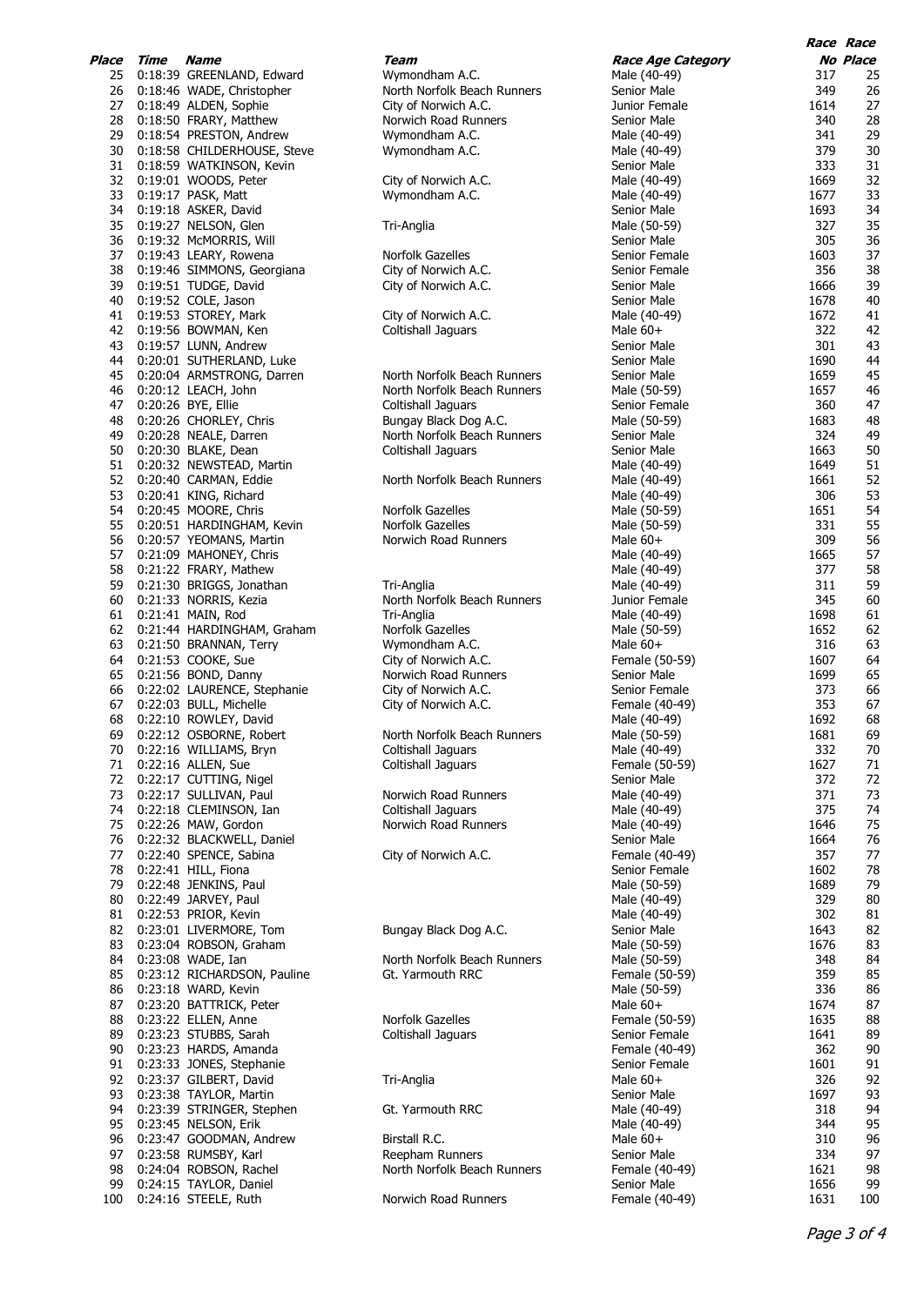| Place | Time | Name | Team | Race Age Category | Race No | Race Place |
|---|---|---|---|---|---|---|
| 25 | 0:18:39 | GREENLAND, Edward | Wymondham A.C. | Male (40-49) | 317 | 25 |
| 26 | 0:18:46 | WADE, Christopher | North Norfolk Beach Runners | Senior Male | 349 | 26 |
| 27 | 0:18:49 | ALDEN, Sophie | City of Norwich A.C. | Junior Female | 1614 | 27 |
| 28 | 0:18:50 | FRARY, Matthew | Norwich Road Runners | Senior Male | 340 | 28 |
| 29 | 0:18:54 | PRESTON, Andrew | Wymondham A.C. | Male (40-49) | 341 | 29 |
| 30 | 0:18:58 | CHILDERHOUSE, Steve | Wymondham A.C. | Male (40-49) | 379 | 30 |
| 31 | 0:18:59 | WATKINSON, Kevin | | Senior Male | 333 | 31 |
| 32 | 0:19:01 | WOODS, Peter | City of Norwich A.C. | Male (40-49) | 1669 | 32 |
| 33 | 0:19:17 | PASK, Matt | Wymondham A.C. | Male (40-49) | 1677 | 33 |
| 34 | 0:19:18 | ASKER, David | | Senior Male | 1693 | 34 |
| 35 | 0:19:27 | NELSON, Glen | Tri-Anglia | Male (50-59) | 327 | 35 |
| 36 | 0:19:32 | McMORRIS, Will | | Senior Male | 305 | 36 |
| 37 | 0:19:43 | LEARY, Rowena | Norfolk Gazelles | Senior Female | 1603 | 37 |
| 38 | 0:19:46 | SIMMONS, Georgiana | City of Norwich A.C. | Senior Female | 356 | 38 |
| 39 | 0:19:51 | TUDGE, David | City of Norwich A.C. | Senior Male | 1666 | 39 |
| 40 | 0:19:52 | COLE, Jason | | Senior Male | 1678 | 40 |
| 41 | 0:19:53 | STOREY, Mark | City of Norwich A.C. | Male (40-49) | 1672 | 41 |
| 42 | 0:19:56 | BOWMAN, Ken | Coltishall Jaguars | Male 60+ | 322 | 42 |
| 43 | 0:19:57 | LUNN, Andrew | | Senior Male | 301 | 43 |
| 44 | 0:20:01 | SUTHERLAND, Luke | | Senior Male | 1690 | 44 |
| 45 | 0:20:04 | ARMSTRONG, Darren | North Norfolk Beach Runners | Senior Male | 1659 | 45 |
| 46 | 0:20:12 | LEACH, John | North Norfolk Beach Runners | Male (50-59) | 1657 | 46 |
| 47 | 0:20:26 | BYE, Ellie | Coltishall Jaguars | Senior Female | 360 | 47 |
| 48 | 0:20:26 | CHORLEY, Chris | Bungay Black Dog A.C. | Male (50-59) | 1683 | 48 |
| 49 | 0:20:28 | NEALE, Darren | North Norfolk Beach Runners | Senior Male | 324 | 49 |
| 50 | 0:20:30 | BLAKE, Dean | Coltishall Jaguars | Senior Male | 1663 | 50 |
| 51 | 0:20:32 | NEWSTEAD, Martin | | Male (40-49) | 1649 | 51 |
| 52 | 0:20:40 | CARMAN, Eddie | North Norfolk Beach Runners | Male (40-49) | 1661 | 52 |
| 53 | 0:20:41 | KING, Richard | | Male (40-49) | 306 | 53 |
| 54 | 0:20:45 | MOORE, Chris | Norfolk Gazelles | Male (50-59) | 1651 | 54 |
| 55 | 0:20:51 | HARDINGHAM, Kevin | Norfolk Gazelles | Male (50-59) | 331 | 55 |
| 56 | 0:20:57 | YEOMANS, Martin | Norwich Road Runners | Male 60+ | 309 | 56 |
| 57 | 0:21:09 | MAHONEY, Chris | | Male (40-49) | 1665 | 57 |
| 58 | 0:21:22 | FRARY, Mathew | | Male (40-49) | 377 | 58 |
| 59 | 0:21:30 | BRIGGS, Jonathan | Tri-Anglia | Male (40-49) | 311 | 59 |
| 60 | 0:21:33 | NORRIS, Kezia | North Norfolk Beach Runners | Junior Female | 345 | 60 |
| 61 | 0:21:41 | MAIN, Rod | Tri-Anglia | Male (40-49) | 1698 | 61 |
| 62 | 0:21:44 | HARDINGHAM, Graham | Norfolk Gazelles | Male (50-59) | 1652 | 62 |
| 63 | 0:21:50 | BRANNAN, Terry | Wymondham A.C. | Male 60+ | 316 | 63 |
| 64 | 0:21:53 | COOKE, Sue | City of Norwich A.C. | Female (50-59) | 1607 | 64 |
| 65 | 0:21:56 | BOND, Danny | Norwich Road Runners | Senior Male | 1699 | 65 |
| 66 | 0:22:02 | LAURENCE, Stephanie | City of Norwich A.C. | Senior Female | 373 | 66 |
| 67 | 0:22:03 | BULL, Michelle | City of Norwich A.C. | Female (40-49) | 353 | 67 |
| 68 | 0:22:10 | ROWLEY, David | | Male (40-49) | 1692 | 68 |
| 69 | 0:22:12 | OSBORNE, Robert | North Norfolk Beach Runners | Male (50-59) | 1681 | 69 |
| 70 | 0:22:16 | WILLIAMS, Bryn | Coltishall Jaguars | Male (40-49) | 332 | 70 |
| 71 | 0:22:16 | ALLEN, Sue | Coltishall Jaguars | Female (50-59) | 1627 | 71 |
| 72 | 0:22:17 | CUTTING, Nigel | | Senior Male | 372 | 72 |
| 73 | 0:22:17 | SULLIVAN, Paul | Norwich Road Runners | Male (40-49) | 371 | 73 |
| 74 | 0:22:18 | CLEMINSON, Ian | Coltishall Jaguars | Male (40-49) | 375 | 74 |
| 75 | 0:22:26 | MAW, Gordon | Norwich Road Runners | Male (40-49) | 1646 | 75 |
| 76 | 0:22:32 | BLACKWELL, Daniel | | Senior Male | 1664 | 76 |
| 77 | 0:22:40 | SPENCE, Sabina | City of Norwich A.C. | Female (40-49) | 357 | 77 |
| 78 | 0:22:41 | HILL, Fiona | | Senior Female | 1602 | 78 |
| 79 | 0:22:48 | JENKINS, Paul | | Male (50-59) | 1689 | 79 |
| 80 | 0:22:49 | JARVEY, Paul | | Male (40-49) | 329 | 80 |
| 81 | 0:22:53 | PRIOR, Kevin | | Male (40-49) | 302 | 81 |
| 82 | 0:23:01 | LIVERMORE, Tom | Bungay Black Dog A.C. | Senior Male | 1643 | 82 |
| 83 | 0:23:04 | ROBSON, Graham | | Male (50-59) | 1676 | 83 |
| 84 | 0:23:08 | WADE, Ian | North Norfolk Beach Runners | Male (50-59) | 348 | 84 |
| 85 | 0:23:12 | RICHARDSON, Pauline | Gt. Yarmouth RRC | Female (50-59) | 359 | 85 |
| 86 | 0:23:18 | WARD, Kevin | | Male (50-59) | 336 | 86 |
| 87 | 0:23:20 | BATTRICK, Peter | | Male 60+ | 1674 | 87 |
| 88 | 0:23:22 | ELLEN, Anne | Norfolk Gazelles | Female (50-59) | 1635 | 88 |
| 89 | 0:23:23 | STUBBS, Sarah | Coltishall Jaguars | Senior Female | 1641 | 89 |
| 90 | 0:23:23 | HARDS, Amanda | | Female (40-49) | 362 | 90 |
| 91 | 0:23:33 | JONES, Stephanie | | Senior Female | 1601 | 91 |
| 92 | 0:23:37 | GILBERT, David | Tri-Anglia | Male 60+ | 326 | 92 |
| 93 | 0:23:38 | TAYLOR, Martin | | Senior Male | 1697 | 93 |
| 94 | 0:23:39 | STRINGER, Stephen | Gt. Yarmouth RRC | Male (40-49) | 318 | 94 |
| 95 | 0:23:45 | NELSON, Erik | | Male (40-49) | 344 | 95 |
| 96 | 0:23:47 | GOODMAN, Andrew | Birstall R.C. | Male 60+ | 310 | 96 |
| 97 | 0:23:58 | RUMSBY, Karl | Reepham Runners | Senior Male | 334 | 97 |
| 98 | 0:24:04 | ROBSON, Rachel | North Norfolk Beach Runners | Female (40-49) | 1621 | 98 |
| 99 | 0:24:15 | TAYLOR, Daniel | | Senior Male | 1656 | 99 |
| 100 | 0:24:16 | STEELE, Ruth | Norwich Road Runners | Female (40-49) | 1631 | 100 |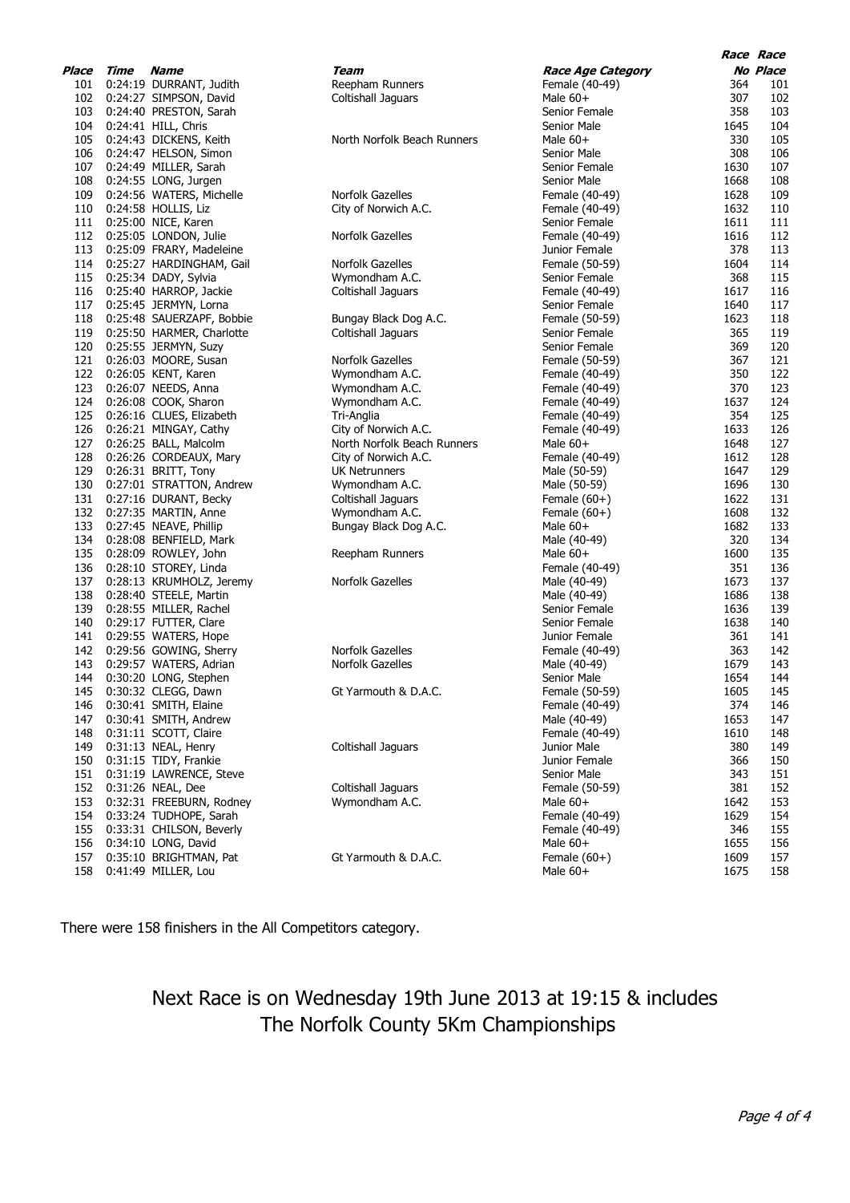| Place | Time | Name | Team | Race Age Category | Race No | Race Place |
|---|---|---|---|---|---|---|
| 101 | 0:24:19 | DURRANT, Judith | Reepham Runners | Female (40-49) | 364 | 101 |
| 102 | 0:24:27 | SIMPSON, David | Coltishall Jaguars | Male 60+ | 307 | 102 |
| 103 | 0:24:40 | PRESTON, Sarah | | Senior Female | 358 | 103 |
| 104 | 0:24:41 | HILL, Chris | | Senior Male | 1645 | 104 |
| 105 | 0:24:43 | DICKENS, Keith | North Norfolk Beach Runners | Male 60+ | 330 | 105 |
| 106 | 0:24:47 | HELSON, Simon | | Senior Male | 308 | 106 |
| 107 | 0:24:49 | MILLER, Sarah | | Senior Female | 1630 | 107 |
| 108 | 0:24:55 | LONG, Jurgen | | Senior Male | 1668 | 108 |
| 109 | 0:24:56 | WATERS, Michelle | Norfolk Gazelles | Female (40-49) | 1628 | 109 |
| 110 | 0:24:58 | HOLLIS, Liz | City of Norwich A.C. | Female (40-49) | 1632 | 110 |
| 111 | 0:25:00 | NICE, Karen | | Senior Female | 1611 | 111 |
| 112 | 0:25:05 | LONDON, Julie | Norfolk Gazelles | Female (40-49) | 1616 | 112 |
| 113 | 0:25:09 | FRARY, Madeleine | | Junior Female | 378 | 113 |
| 114 | 0:25:27 | HARDINGHAM, Gail | Norfolk Gazelles | Female (50-59) | 1604 | 114 |
| 115 | 0:25:34 | DADY, Sylvia | Wymondham A.C. | Senior Female | 368 | 115 |
| 116 | 0:25:40 | HARROP, Jackie | Coltishall Jaguars | Female (40-49) | 1617 | 116 |
| 117 | 0:25:45 | JERMYN, Lorna | | Senior Female | 1640 | 117 |
| 118 | 0:25:48 | SAUERZAPF, Bobbie | Bungay Black Dog A.C. | Female (50-59) | 1623 | 118 |
| 119 | 0:25:50 | HARMER, Charlotte | Coltishall Jaguars | Senior Female | 365 | 119 |
| 120 | 0:25:55 | JERMYN, Suzy | | Senior Female | 369 | 120 |
| 121 | 0:26:03 | MOORE, Susan | Norfolk Gazelles | Female (50-59) | 367 | 121 |
| 122 | 0:26:05 | KENT, Karen | Wymondham A.C. | Female (40-49) | 350 | 122 |
| 123 | 0:26:07 | NEEDS, Anna | Wymondham A.C. | Female (40-49) | 370 | 123 |
| 124 | 0:26:08 | COOK, Sharon | Wymondham A.C. | Female (40-49) | 1637 | 124 |
| 125 | 0:26:16 | CLUES, Elizabeth | Tri-Anglia | Female (40-49) | 354 | 125 |
| 126 | 0:26:21 | MINGAY, Cathy | City of Norwich A.C. | Female (40-49) | 1633 | 126 |
| 127 | 0:26:25 | BALL, Malcolm | North Norfolk Beach Runners | Male 60+ | 1648 | 127 |
| 128 | 0:26:26 | CORDEAUX, Mary | City of Norwich A.C. | Female (40-49) | 1612 | 128 |
| 129 | 0:26:31 | BRITT, Tony | UK Netrunners | Male (50-59) | 1647 | 129 |
| 130 | 0:27:01 | STRATTON, Andrew | Wymondham A.C. | Male (50-59) | 1696 | 130 |
| 131 | 0:27:16 | DURANT, Becky | Coltishall Jaguars | Female (60+) | 1622 | 131 |
| 132 | 0:27:35 | MARTIN, Anne | Wymondham A.C. | Female (60+) | 1608 | 132 |
| 133 | 0:27:45 | NEAVE, Phillip | Bungay Black Dog A.C. | Male 60+ | 1682 | 133 |
| 134 | 0:28:08 | BENFIELD, Mark | | Male (40-49) | 320 | 134 |
| 135 | 0:28:09 | ROWLEY, John | Reepham Runners | Male 60+ | 1600 | 135 |
| 136 | 0:28:10 | STOREY, Linda | | Female (40-49) | 351 | 136 |
| 137 | 0:28:13 | KRUMHOLZ, Jeremy | Norfolk Gazelles | Male (40-49) | 1673 | 137 |
| 138 | 0:28:40 | STEELE, Martin | | Male (40-49) | 1686 | 138 |
| 139 | 0:28:55 | MILLER, Rachel | | Senior Female | 1636 | 139 |
| 140 | 0:29:17 | FUTTER, Clare | | Senior Female | 1638 | 140 |
| 141 | 0:29:55 | WATERS, Hope | | Junior Female | 361 | 141 |
| 142 | 0:29:56 | GOWING, Sherry | Norfolk Gazelles | Female (40-49) | 363 | 142 |
| 143 | 0:29:57 | WATERS, Adrian | Norfolk Gazelles | Male (40-49) | 1679 | 143 |
| 144 | 0:30:20 | LONG, Stephen | | Senior Male | 1654 | 144 |
| 145 | 0:30:32 | CLEGG, Dawn | Gt Yarmouth & D.A.C. | Female (50-59) | 1605 | 145 |
| 146 | 0:30:41 | SMITH, Elaine | | Female (40-49) | 374 | 146 |
| 147 | 0:30:41 | SMITH, Andrew | | Male (40-49) | 1653 | 147 |
| 148 | 0:31:11 | SCOTT, Claire | | Female (40-49) | 1610 | 148 |
| 149 | 0:31:13 | NEAL, Henry | Coltishall Jaguars | Junior Male | 380 | 149 |
| 150 | 0:31:15 | TIDY, Frankie | | Junior Female | 366 | 150 |
| 151 | 0:31:19 | LAWRENCE, Steve | | Senior Male | 343 | 151 |
| 152 | 0:31:26 | NEAL, Dee | Coltishall Jaguars | Female (50-59) | 381 | 152 |
| 153 | 0:32:31 | FREEBURN, Rodney | Wymondham A.C. | Male 60+ | 1642 | 153 |
| 154 | 0:33:24 | TUDHOPE, Sarah | | Female (40-49) | 1629 | 154 |
| 155 | 0:33:31 | CHILSON, Beverly | | Female (40-49) | 346 | 155 |
| 156 | 0:34:10 | LONG, David | | Male 60+ | 1655 | 156 |
| 157 | 0:35:10 | BRIGHTMAN, Pat | Gt Yarmouth & D.A.C. | Female (60+) | 1609 | 157 |
| 158 | 0:41:49 | MILLER, Lou | | Male 60+ | 1675 | 158 |

There were 158 finishers in the All Competitors category.

## Next Race is on Wednesday 19th June 2013 at 19:15 & includes The Norfolk County 5Km Championships